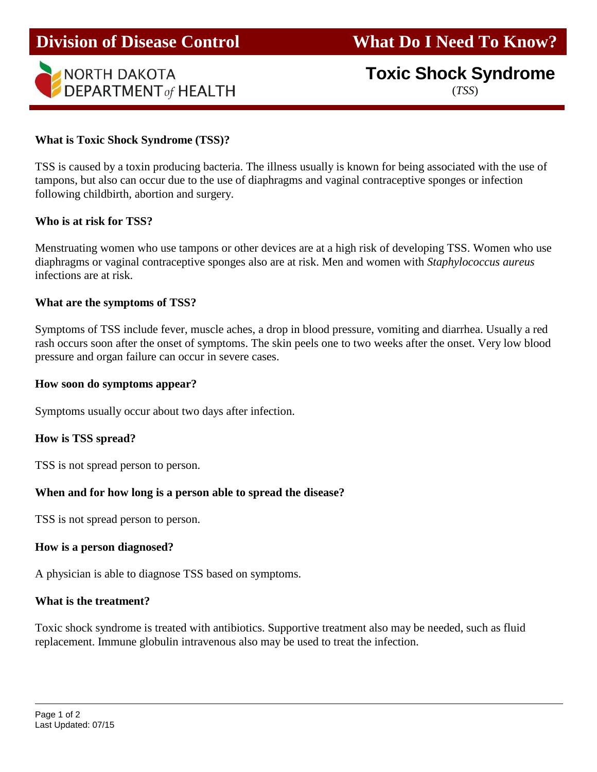# Division of Disease Control — What Do I Need To Know?

NORTH DAKOTA DEPARTMENT *of* HEALTH

## Toxic Shock Syndrome

(*TSS*)

### What is Toxic Shock Syndrome (TSS)?

TSS is caused by a toxin producing bacteria. The illness usually is known for being associated with the use of tampons, but also can occur due to the use of diaphragms and vaginal contraceptive sponges or infection following childbirth, abortion and surgery.

### Who is at risk for TSS?

Menstruating women who use tampons or other devices are at a high risk of developing TSS. Women who use diaphragms or vaginal contraceptive sponges also are at risk. Men and women with *Staphylococcus aureus* infections are at risk.

### What are the symptoms of TSS?

Symptoms of TSS include fever, muscle aches, a drop in blood pressure, vomiting and diarrhea. Usually a red rash occurs soon after the onset of symptoms. The skin peels one to two weeks after the onset. Very low blood pressure and organ failure can occur in severe cases.

### How soon do symptoms appear?

Symptoms usually occur about two days after infection.

### How is TSS spread?

TSS is not spread person to person.

### When and for how long is a person able to spread the disease?

TSS is not spread person to person.

### How is a person diagnosed?

A physician is able to diagnose TSS based on symptoms.

### What is the treatment?

Toxic shock syndrome is treated with antibiotics. Supportive treatment also may be needed, such as fluid replacement. Immune globulin intravenous also may be used to treat the infection.

Last Updated: 07/15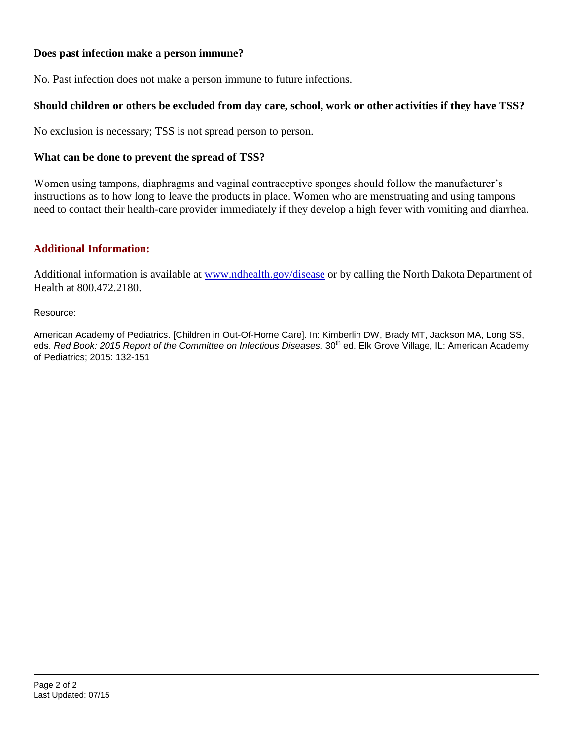**Does past infection make a person immune?**

No. Past infection does not make a person immune to future infections.

**Should children or others be excluded from day care, school, work or other activities if they have TSS?**

No exclusion is necessary; TSS is not spread person to person.

**What can be done to prevent the spread of TSS?**

Women using tampons, diaphragms and vaginal contraceptive sponges should follow the manufacturer's instructions as to how long to leave the products in place. Women who are menstruating and using tampons need to contact their health-care provider immediately if they develop a high fever with vomiting and diarrhea.

## Additional Information:

Additional information is available at www.ndhealth.gov/disease or by calling the North Dakota Department of Health at 800.472.2180.

Resource:

American Academy of Pediatrics. [Children in Out-Of-Home Care]. In: Kimberlin DW, Brady MT, Jackson MA, Long SS, eds. *Red Book: 2015 Report of the Committee on Infectious Diseases.* 30th ed. Elk Grove Village, IL: American Academy of Pediatrics; 2015: 132-151

Last Updated: 07/15